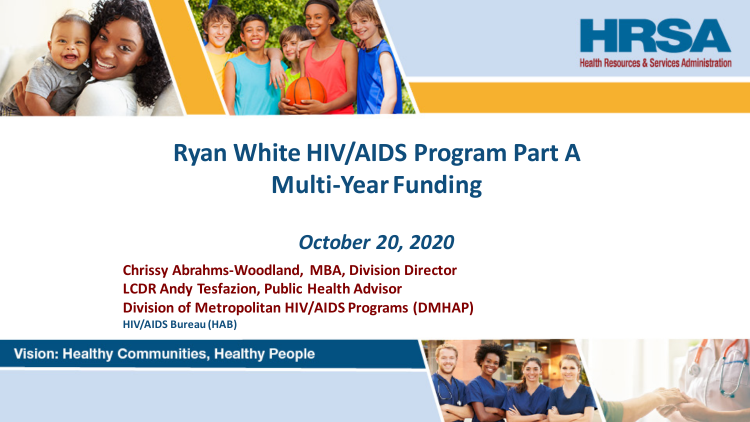HRSA
Health Resources & Services Administration

# Ryan White HIV/AIDS Program Part A Multi-Year Funding

*October 20, 2020*

**Chrissy Abrahms-Woodland, MBA, Division Director**
**LCDR Andy Tesfazion, Public Health Advisor**
**Division of Metropolitan HIV/AIDS Programs (DMHAP)**
**HIV/AIDS Bureau (HAB)**

Vision: Healthy Communities, Healthy People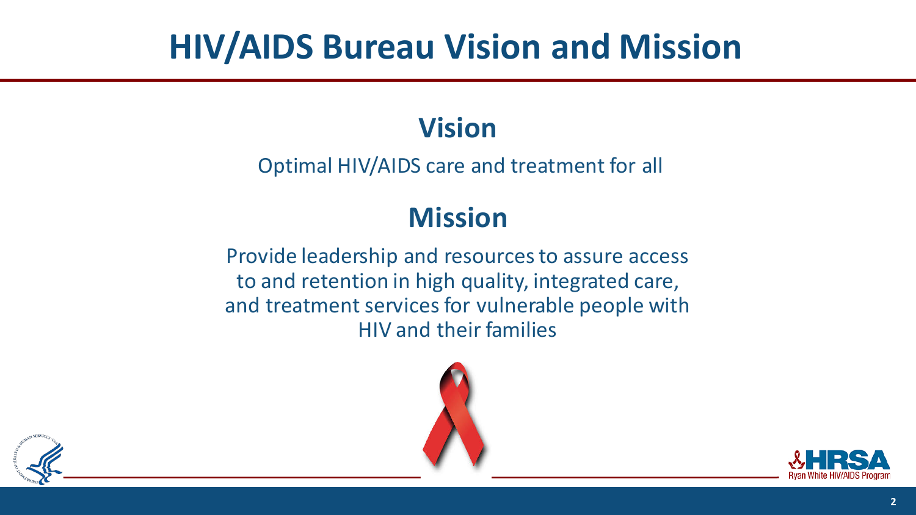# HIV/AIDS Bureau Vision and Mission

## Vision

Optimal HIV/AIDS care and treatment for all

## Mission

Provide leadership and resources to assure access to and retention in high quality, integrated care, and treatment services for vulnerable people with HIV and their families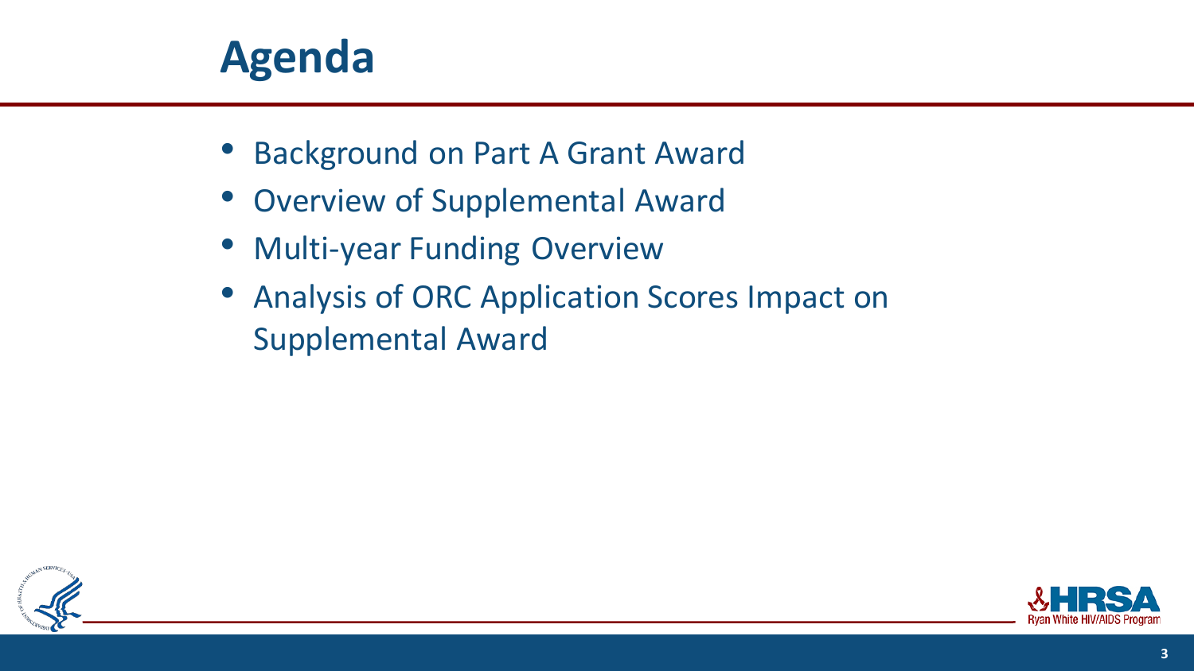# Agenda

- Background on Part A Grant Award
- Overview of Supplemental Award
- Multi-year Funding Overview
- Analysis of ORC Application Scores Impact on Supplemental Award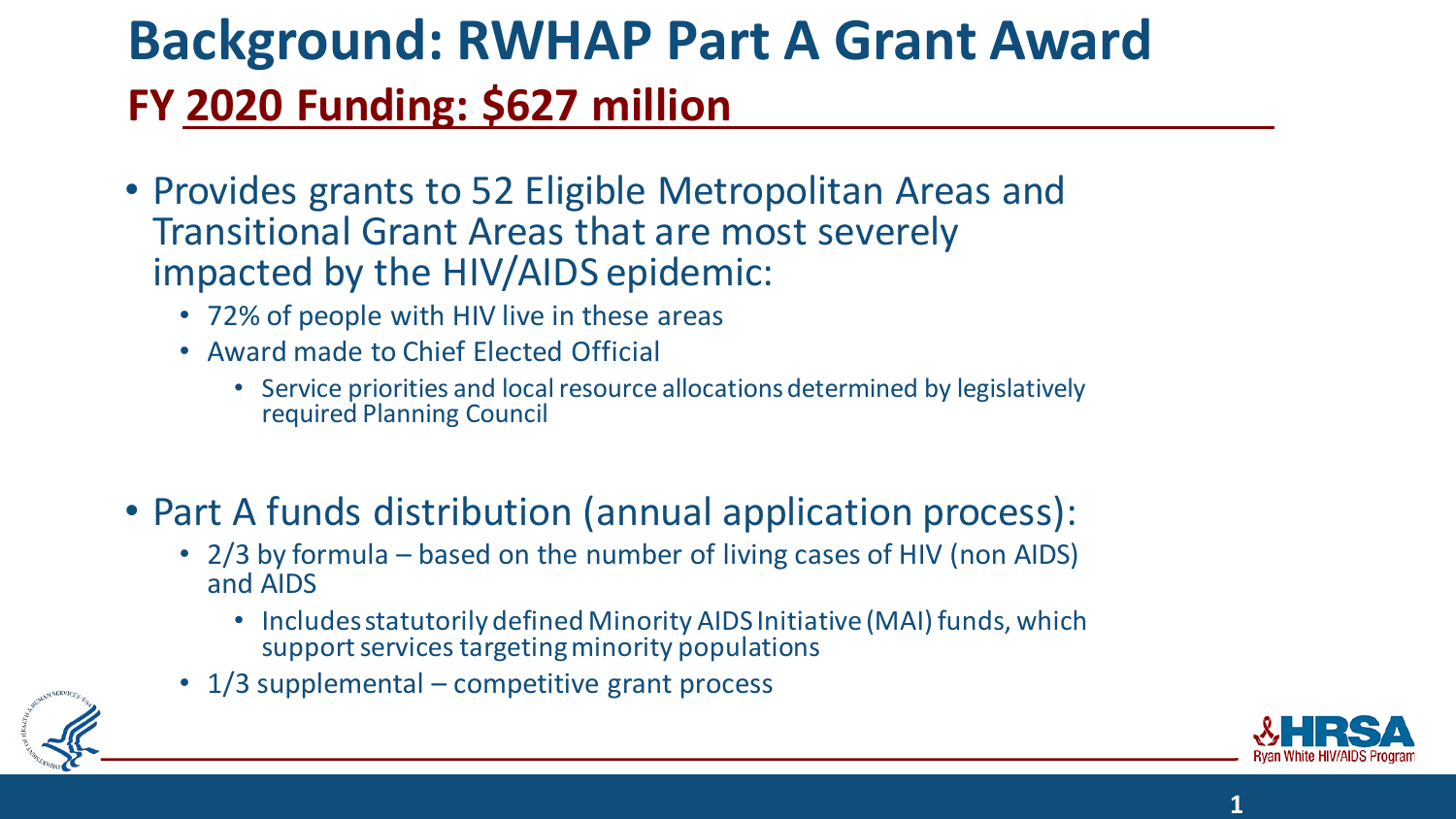# Background: RWHAP Part A Grant Award

## FY 2020 Funding: $627 million

- Provides grants to 52 Eligible Metropolitan Areas and Transitional Grant Areas that are most severely impacted by the HIV/AIDS epidemic:
  - 72% of people with HIV live in these areas
  - Award made to Chief Elected Official
    - Service priorities and local resource allocations determined by legislatively required Planning Council

- Part A funds distribution (annual application process):
  - 2/3 by formula – based on the number of living cases of HIV (non AIDS) and AIDS
    - Includes statutorily defined Minority AIDS Initiative (MAI) funds, which support services targeting minority populations
  - 1/3 supplemental – competitive grant process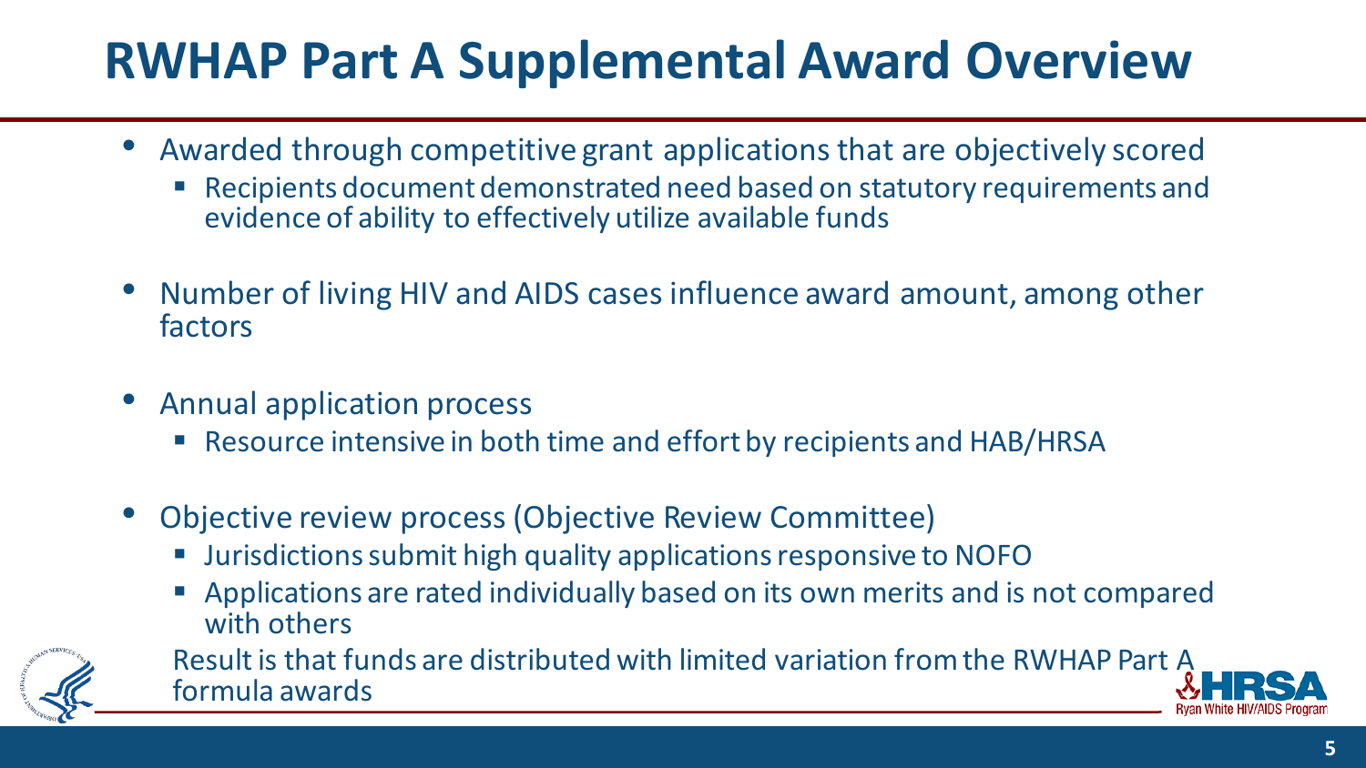# RWHAP Part A Supplemental Award Overview

- Awarded through competitive grant applications that are objectively scored
  - Recipients document demonstrated need based on statutory requirements and evidence of ability to effectively utilize available funds
- Number of living HIV and AIDS cases influence award amount, among other factors
- Annual application process
  - Resource intensive in both time and effort by recipients and HAB/HRSA
- Objective review process (Objective Review Committee)
  - Jurisdictions submit high quality applications responsive to NOFO
  - Applications are rated individually based on its own merits and is not compared with others
  - Result is that funds are distributed with limited variation from the RWHAP Part A formula awards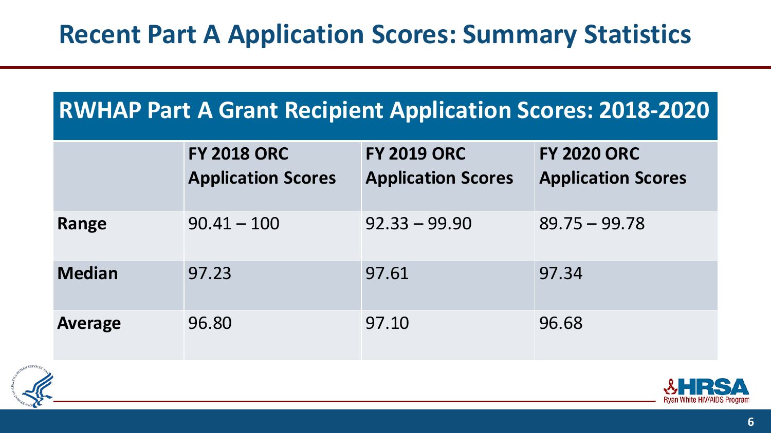# Recent Part A Application Scores: Summary Statistics

| RWHAP Part A Grant Recipient Application Scores: 2018-2020 | | | |
|---|---|---|---|
| | **FY 2018 ORC Application Scores** | **FY 2019 ORC Application Scores** | **FY 2020 ORC Application Scores** |
| **Range** | 90.41 – 100 | 92.33 – 99.90 | 89.75 – 99.78 |
| **Median** | 97.23 | 97.61 | 97.34 |
| **Average** | 96.80 | 97.10 | 96.68 |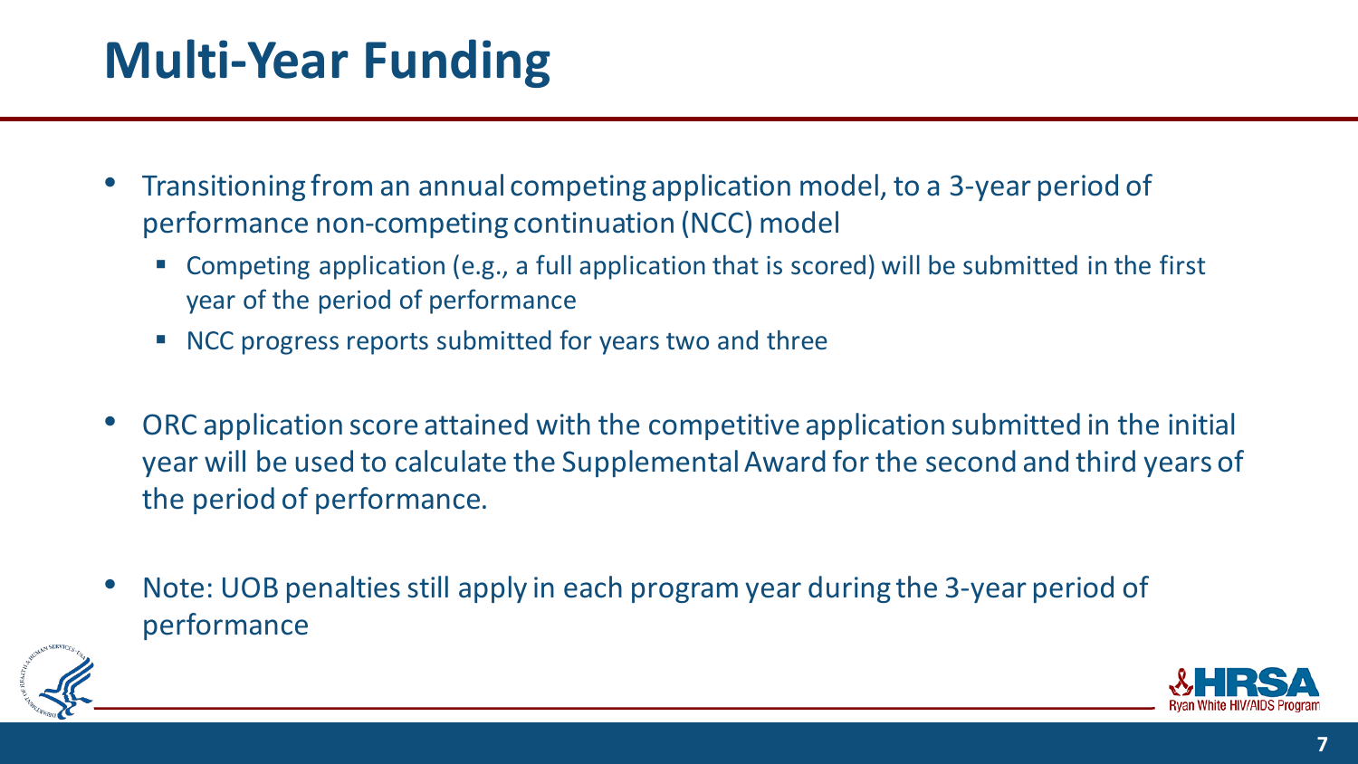# Multi-Year Funding

- Transitioning from an annual competing application model, to a 3-year period of performance non-competing continuation (NCC) model
  - Competing application (e.g., a full application that is scored) will be submitted in the first year of the period of performance
  - NCC progress reports submitted for years two and three
- ORC application score attained with the competitive application submitted in the initial year will be used to calculate the Supplemental Award for the second and third years of the period of performance.
- Note: UOB penalties still apply in each program year during the 3-year period of performance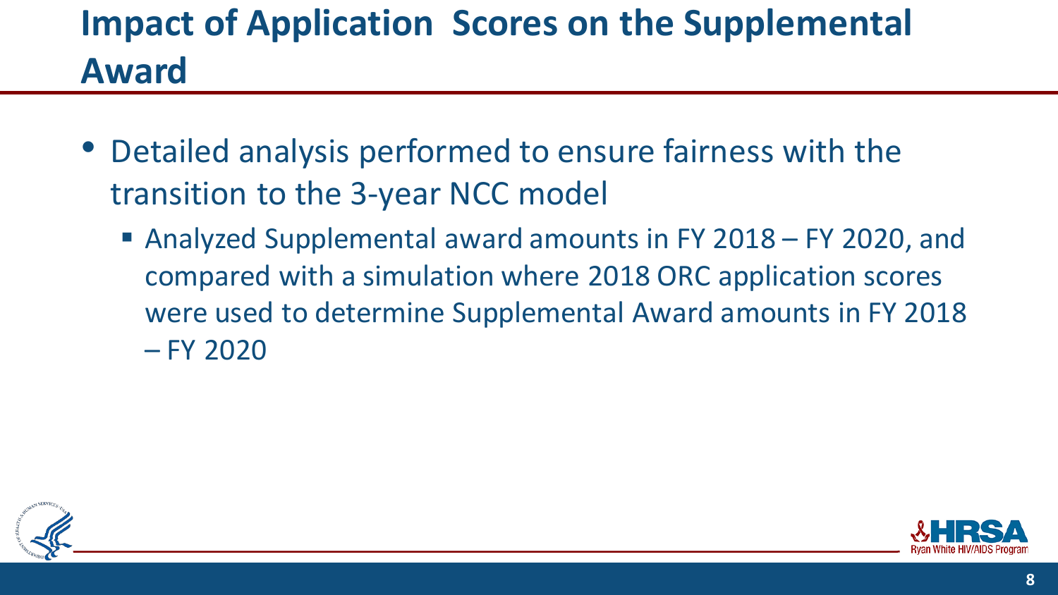# Impact of Application Scores on the Supplemental Award

- Detailed analysis performed to ensure fairness with the transition to the 3-year NCC model
  - Analyzed Supplemental award amounts in FY 2018 – FY 2020, and compared with a simulation where 2018 ORC application scores were used to determine Supplemental Award amounts in FY 2018 – FY 2020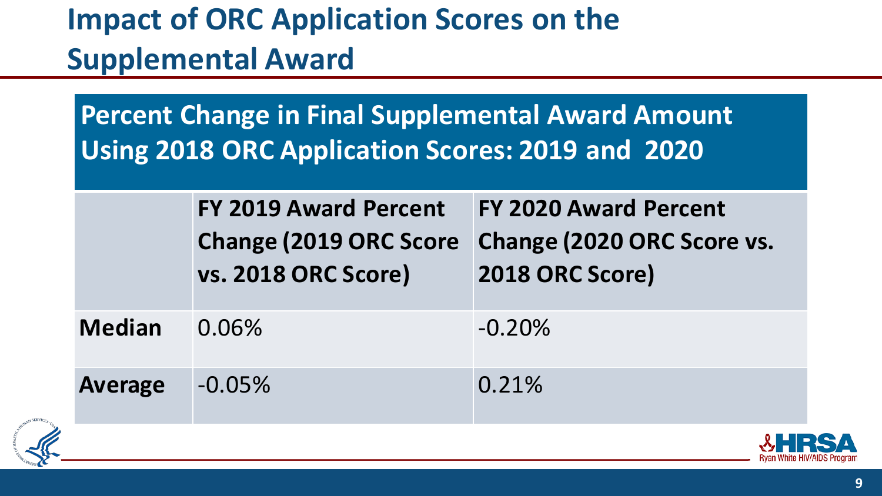# Impact of ORC Application Scores on the Supplemental Award

## Percent Change in Final Supplemental Award Amount Using 2018 ORC Application Scores: 2019 and 2020

| | FY 2019 Award Percent Change (2019 ORC Score vs. 2018 ORC Score) | FY 2020 Award Percent Change (2020 ORC Score vs. 2018 ORC Score) |
|---|---|---|
| **Median** | 0.06% | -0.20% |
| **Average** | -0.05% | 0.21% |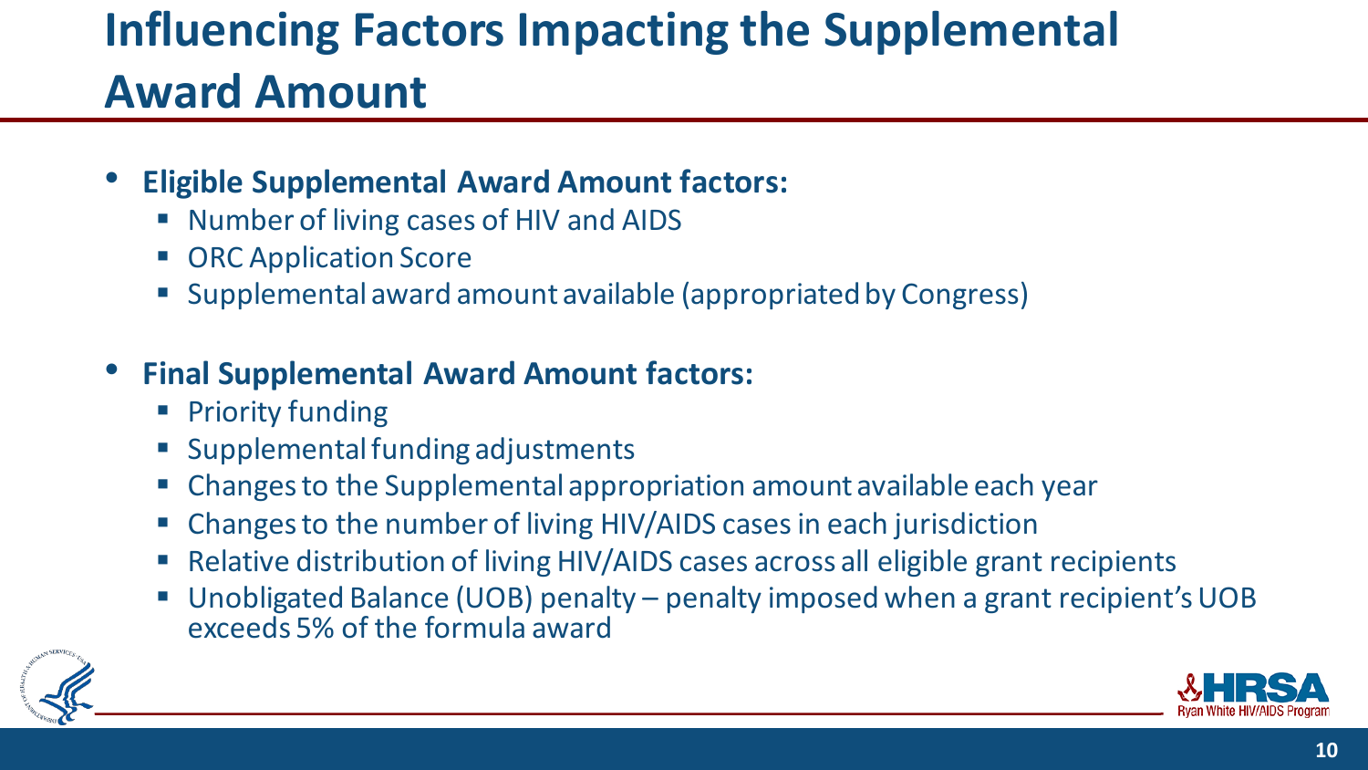# Influencing Factors Impacting the Supplemental Award Amount

- **Eligible Supplemental Award Amount factors:**
  - Number of living cases of HIV and AIDS
  - ORC Application Score
  - Supplemental award amount available (appropriated by Congress)

- **Final Supplemental Award Amount factors:**
  - Priority funding
  - Supplemental funding adjustments
  - Changes to the Supplemental appropriation amount available each year
  - Changes to the number of living HIV/AIDS cases in each jurisdiction
  - Relative distribution of living HIV/AIDS cases across all eligible grant recipients
  - Unobligated Balance (UOB) penalty – penalty imposed when a grant recipient's UOB exceeds 5% of the formula award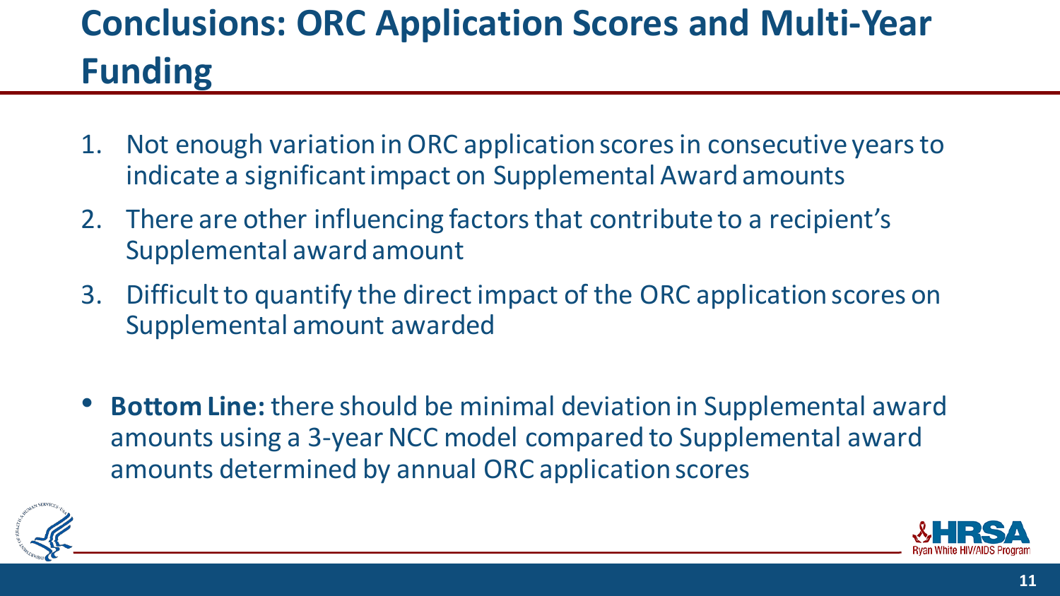# Conclusions: ORC Application Scores and Multi-Year Funding

1. Not enough variation in ORC application scores in consecutive years to indicate a significant impact on Supplemental Award amounts
2. There are other influencing factors that contribute to a recipient's Supplemental award amount
3. Difficult to quantify the direct impact of the ORC application scores on Supplemental amount awarded

- **Bottom Line:** there should be minimal deviation in Supplemental award amounts using a 3-year NCC model compared to Supplemental award amounts determined by annual ORC application scores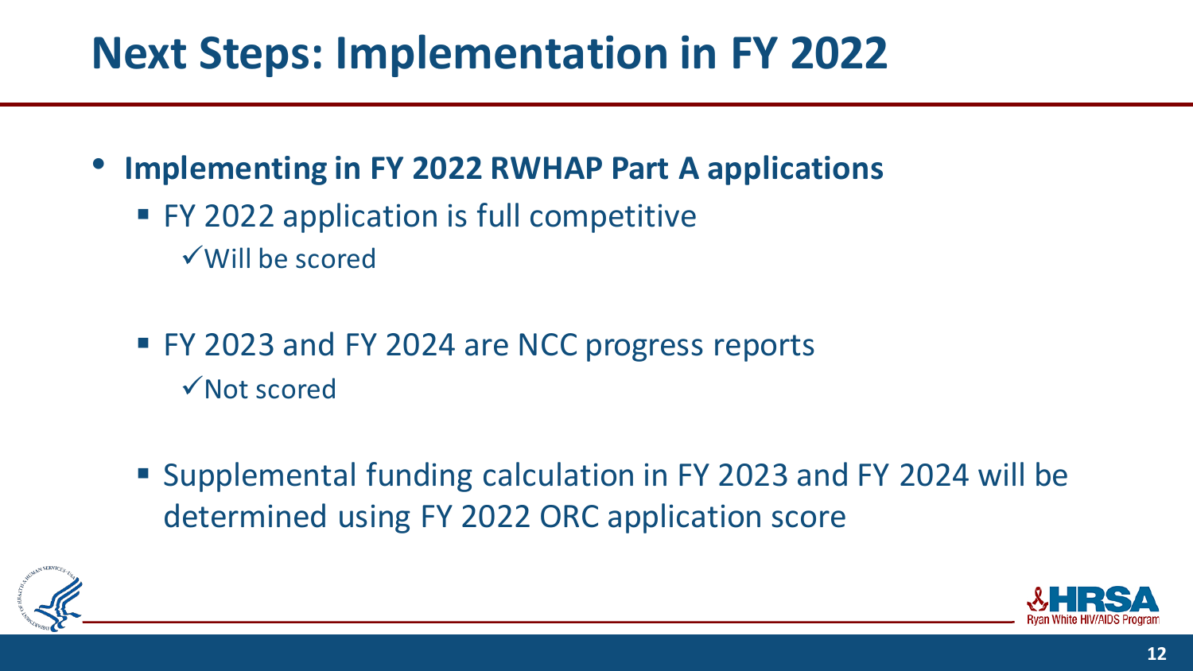# Next Steps: Implementation in FY 2022

- **Implementing in FY 2022 RWHAP Part A applications**
  - FY 2022 application is full competitive
    - ✓Will be scored
  - FY 2023 and FY 2024 are NCC progress reports
    - ✓Not scored
  - Supplemental funding calculation in FY 2023 and FY 2024 will be determined using FY 2022 ORC application score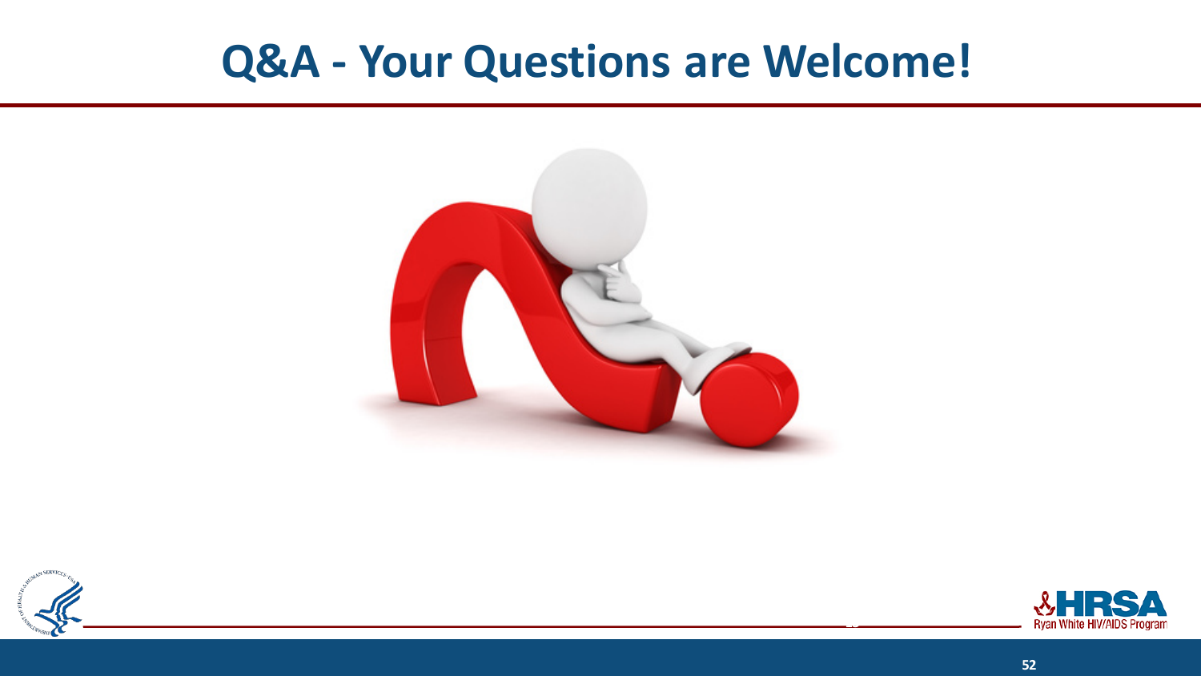# Q&A - Your Questions are Welcome!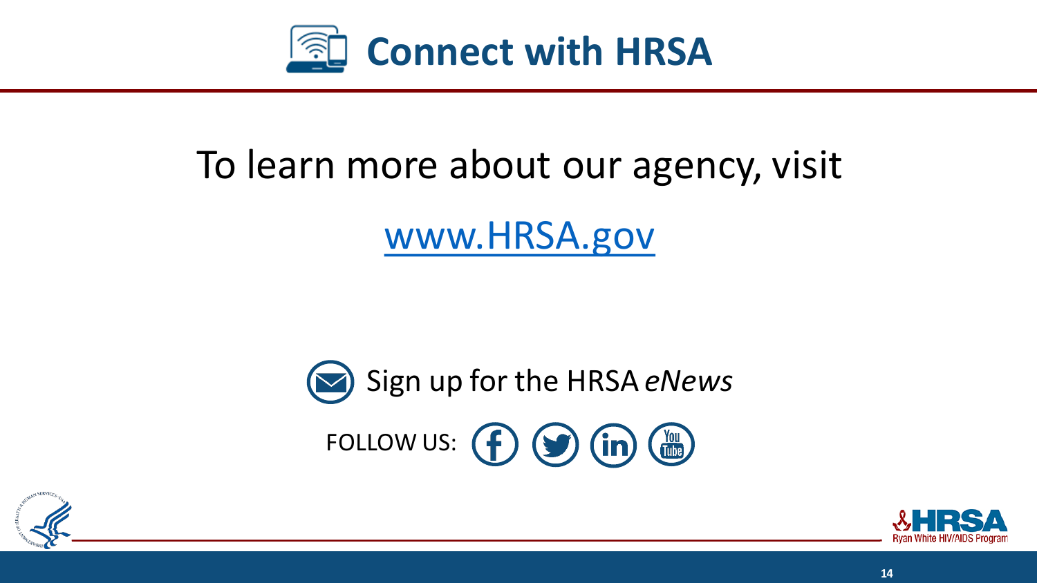# Connect with HRSA

To learn more about our agency, visit

www.HRSA.gov

Sign up for the HRSA *eNews*

FOLLOW US: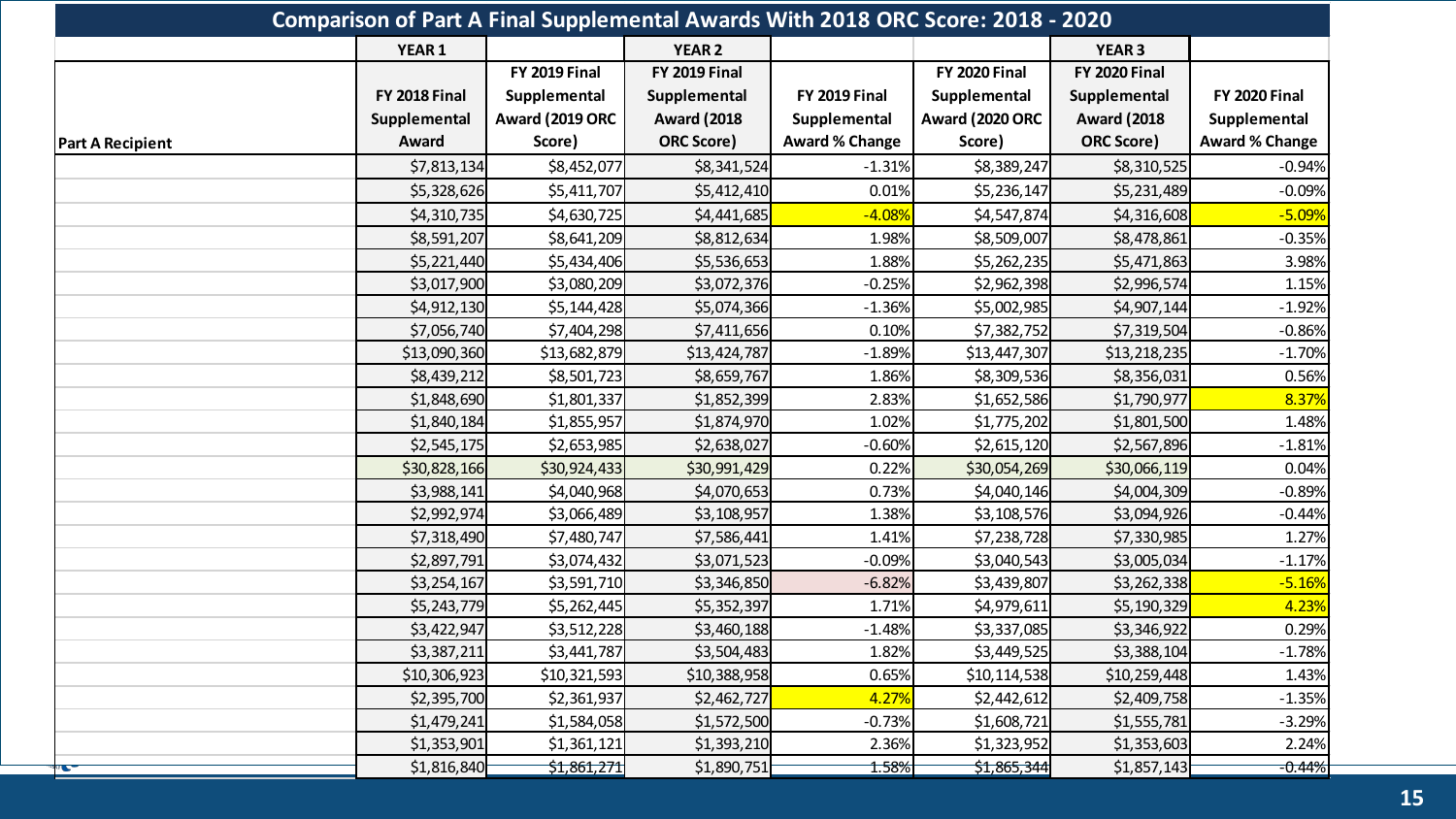## Comparison of Part A Final Supplemental Awards With 2018 ORC Score: 2018 - 2020

| | YEAR 1 | | YEAR 2 | | | YEAR 3 | |
|---|---|---|---|---|---|---|---|
| Part A Recipient | FY 2018 Final Supplemental Award | FY 2019 Final Supplemental Award (2019 ORC Score) | FY 2019 Final Supplemental Award (2018 ORC Score) | FY 2019 Final Supplemental Award % Change | FY 2020 Final Supplemental Award (2020 ORC Score) | FY 2020 Final Supplemental Award (2018 ORC Score) | FY 2020 Final Supplemental Award % Change |
| | $7,813,134 | $8,452,077 | $8,341,524 | -1.31% | $8,389,247 | $8,310,525 | -0.94% |
| | $5,328,626 | $5,411,707 | $5,412,410 | 0.01% | $5,236,147 | $5,231,489 | -0.09% |
| | $4,310,735 | $4,630,725 | $4,441,685 | -4.08% | $4,547,874 | $4,316,608 | -5.09% |
| | $8,591,207 | $8,641,209 | $8,812,634 | 1.98% | $8,509,007 | $8,478,861 | -0.35% |
| | $5,221,440 | $5,434,406 | $5,536,653 | 1.88% | $5,262,235 | $5,471,863 | 3.98% |
| | $3,017,900 | $3,080,209 | $3,072,376 | -0.25% | $2,962,398 | $2,996,574 | 1.15% |
| | $4,912,130 | $5,144,428 | $5,074,366 | -1.36% | $5,002,985 | $4,907,144 | -1.92% |
| | $7,056,740 | $7,404,298 | $7,411,656 | 0.10% | $7,382,752 | $7,319,504 | -0.86% |
| | $13,090,360 | $13,682,879 | $13,424,787 | -1.89% | $13,447,307 | $13,218,235 | -1.70% |
| | $8,439,212 | $8,501,723 | $8,659,767 | 1.86% | $8,309,536 | $8,356,031 | 0.56% |
| | $1,848,690 | $1,801,337 | $1,852,399 | 2.83% | $1,652,586 | $1,790,977 | 8.37% |
| | $1,840,184 | $1,855,957 | $1,874,970 | 1.02% | $1,775,202 | $1,801,500 | 1.48% |
| | $2,545,175 | $2,653,985 | $2,638,027 | -0.60% | $2,615,120 | $2,567,896 | -1.81% |
| | $30,828,166 | $30,924,433 | $30,991,429 | 0.22% | $30,054,269 | $30,066,119 | 0.04% |
| | $3,988,141 | $4,040,968 | $4,070,653 | 0.73% | $4,040,146 | $4,004,309 | -0.89% |
| | $2,992,974 | $3,066,489 | $3,108,957 | 1.38% | $3,108,576 | $3,094,926 | -0.44% |
| | $7,318,490 | $7,480,747 | $7,586,441 | 1.41% | $7,238,728 | $7,330,985 | 1.27% |
| | $2,897,791 | $3,074,432 | $3,071,523 | -0.09% | $3,040,543 | $3,005,034 | -1.17% |
| | $3,254,167 | $3,591,710 | $3,346,850 | -6.82% | $3,439,807 | $3,262,338 | -5.16% |
| | $5,243,779 | $5,262,445 | $5,352,397 | 1.71% | $4,979,611 | $5,190,329 | 4.23% |
| | $3,422,947 | $3,512,228 | $3,460,188 | -1.48% | $3,337,085 | $3,346,922 | 0.29% |
| | $3,387,211 | $3,441,787 | $3,504,483 | 1.82% | $3,449,525 | $3,388,104 | -1.78% |
| | $10,306,923 | $10,321,593 | $10,388,958 | 0.65% | $10,114,538 | $10,259,448 | 1.43% |
| | $2,395,700 | $2,361,937 | $2,462,727 | 4.27% | $2,442,612 | $2,409,758 | -1.35% |
| | $1,479,241 | $1,584,058 | $1,572,500 | -0.73% | $1,608,721 | $1,555,781 | -3.29% |
| | $1,353,901 | $1,361,121 | $1,393,210 | 2.36% | $1,323,952 | $1,353,603 | 2.24% |
| | $1,816,840 | $1,861,271 | $1,890,751 | 1.58% | $1,865,344 | $1,857,143 | -0.44% |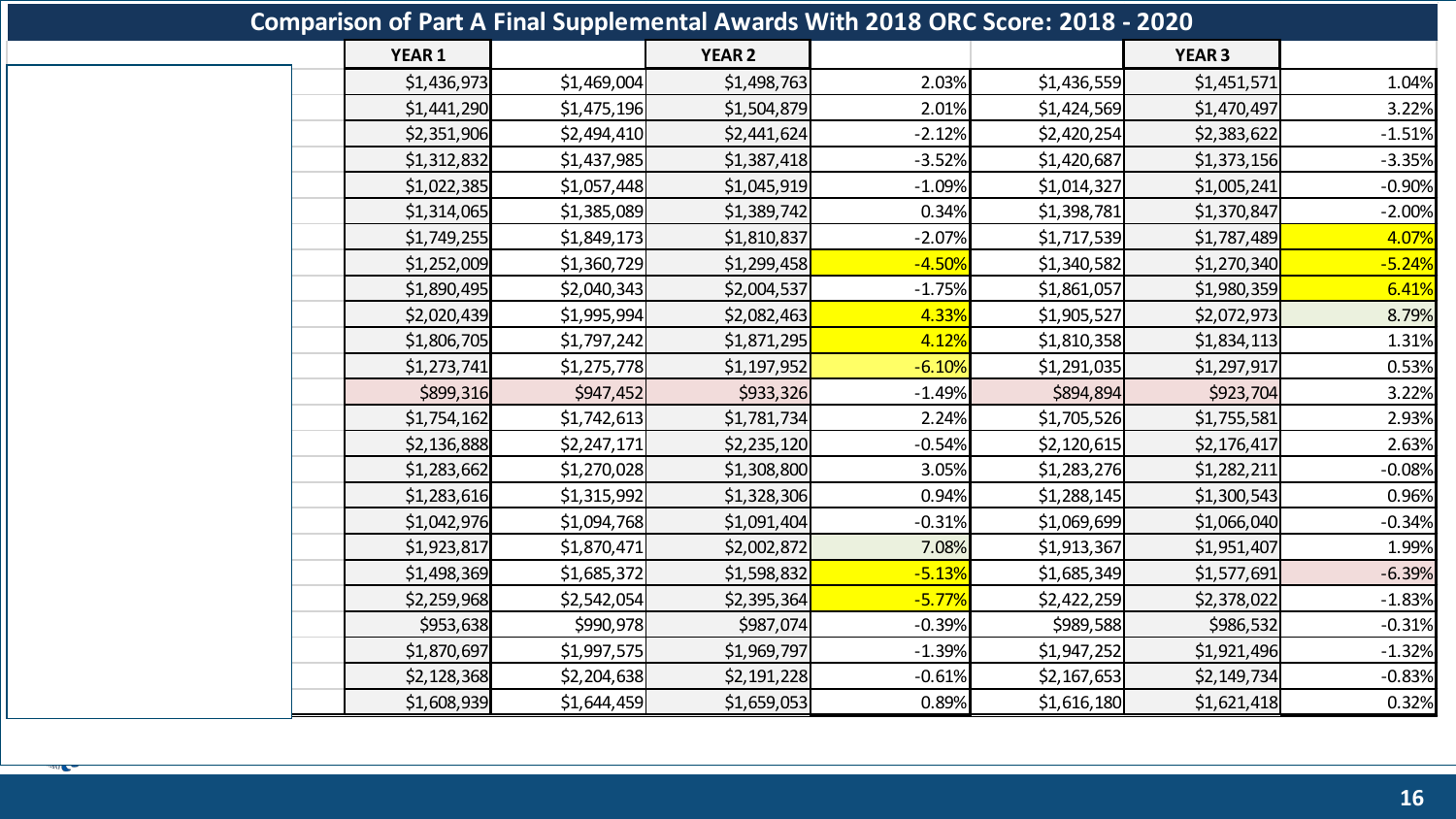# Comparison of Part A Final Supplemental Awards With 2018 ORC Score: 2018 - 2020

| | YEAR 1 | | YEAR 2 | | | YEAR 3 | |
|---|---|---|---|---|---|---|---|
| | $1,436,973 | $1,469,004 | $1,498,763 | 2.03% | $1,436,559 | $1,451,571 | 1.04% |
| | $1,441,290 | $1,475,196 | $1,504,879 | 2.01% | $1,424,569 | $1,470,497 | 3.22% |
| | $2,351,906 | $2,494,410 | $2,441,624 | -2.12% | $2,420,254 | $2,383,622 | -1.51% |
| | $1,312,832 | $1,437,985 | $1,387,418 | -3.52% | $1,420,687 | $1,373,156 | -3.35% |
| | $1,022,385 | $1,057,448 | $1,045,919 | -1.09% | $1,014,327 | $1,005,241 | -0.90% |
| | $1,314,065 | $1,385,089 | $1,389,742 | 0.34% | $1,398,781 | $1,370,847 | -2.00% |
| | $1,749,255 | $1,849,173 | $1,810,837 | -2.07% | $1,717,539 | $1,787,489 | 4.07% |
| | $1,252,009 | $1,360,729 | $1,299,458 | -4.50% | $1,340,582 | $1,270,340 | -5.24% |
| | $1,890,495 | $2,040,343 | $2,004,537 | -1.75% | $1,861,057 | $1,980,359 | 6.41% |
| | $2,020,439 | $1,995,994 | $2,082,463 | 4.33% | $1,905,527 | $2,072,973 | 8.79% |
| | $1,806,705 | $1,797,242 | $1,871,295 | 4.12% | $1,810,358 | $1,834,113 | 1.31% |
| | $1,273,741 | $1,275,778 | $1,197,952 | -6.10% | $1,291,035 | $1,297,917 | 0.53% |
| | $899,316 | $947,452 | $933,326 | -1.49% | $894,894 | $923,704 | 3.22% |
| | $1,754,162 | $1,742,613 | $1,781,734 | 2.24% | $1,705,526 | $1,755,581 | 2.93% |
| | $2,136,888 | $2,247,171 | $2,235,120 | -0.54% | $2,120,615 | $2,176,417 | 2.63% |
| | $1,283,662 | $1,270,028 | $1,308,800 | 3.05% | $1,283,276 | $1,282,211 | -0.08% |
| | $1,283,616 | $1,315,992 | $1,328,306 | 0.94% | $1,288,145 | $1,300,543 | 0.96% |
| | $1,042,976 | $1,094,768 | $1,091,404 | -0.31% | $1,069,699 | $1,066,040 | -0.34% |
| | $1,923,817 | $1,870,471 | $2,002,872 | 7.08% | $1,913,367 | $1,951,407 | 1.99% |
| | $1,498,369 | $1,685,372 | $1,598,832 | -5.13% | $1,685,349 | $1,577,691 | -6.39% |
| | $2,259,968 | $2,542,054 | $2,395,364 | -5.77% | $2,422,259 | $2,378,022 | -1.83% |
| | $953,638 | $990,978 | $987,074 | -0.39% | $989,588 | $986,532 | -0.31% |
| | $1,870,697 | $1,997,575 | $1,969,797 | -1.39% | $1,947,252 | $1,921,496 | -1.32% |
| | $2,128,368 | $2,204,638 | $2,191,228 | -0.61% | $2,167,653 | $2,149,734 | -0.83% |
| | $1,608,939 | $1,644,459 | $1,659,053 | 0.89% | $1,616,180 | $1,621,418 | 0.32% |